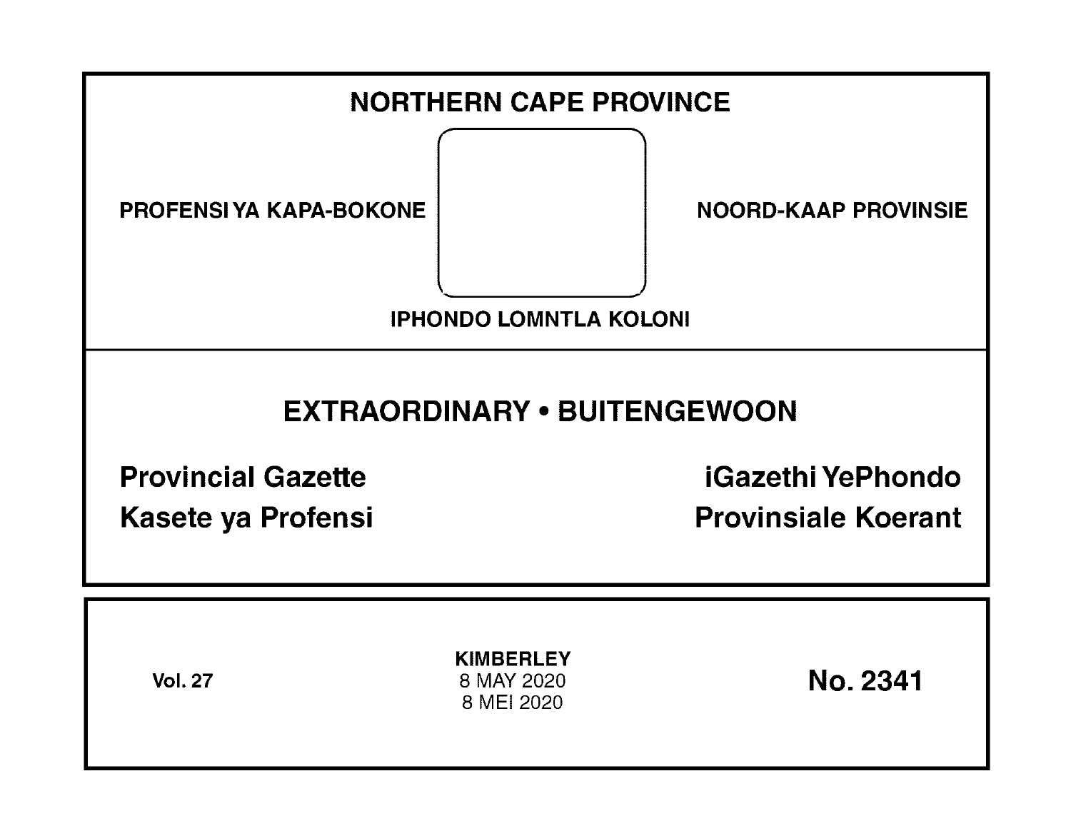# NORTHERN CAPE PROVINCE

PROFENSI YA KAPA-BOKONE

NOORD-KAAP PROVINSIE

IPHONDO LOMNTLA KOLONI

## EXTRAORDINARY • BUITENGEWOON

**Provincial Gazette**

**iGazethi YePhondo**

**Kasete ya Profensi**

**Provinsiale Koerant**

**Vol. 27**

**KIMBERLEY**
8 MAY 2020
8 MEI 2020

**No. 2341**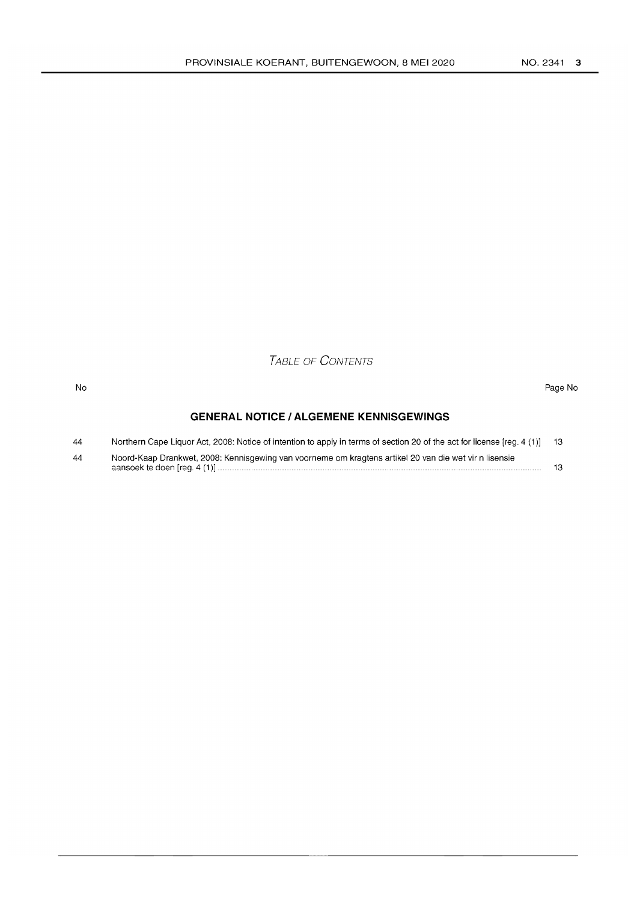## *Table of Contents*

| No | | Page No |
|---|---|---|
| | **GENERAL NOTICE / ALGEMENE KENNISGEWINGS** | |
| 44 | Northern Cape Liquor Act, 2008: Notice of intention to apply in terms of section 20 of the act for license [reg. 4 (1)] | 13 |
| 44 | Noord-Kaap Drankwet, 2008: Kennisgewing van voorneme om kragtens artikel 20 van die wet vir n lisensie aansoek te doen [reg. 4 (1)] | 13 |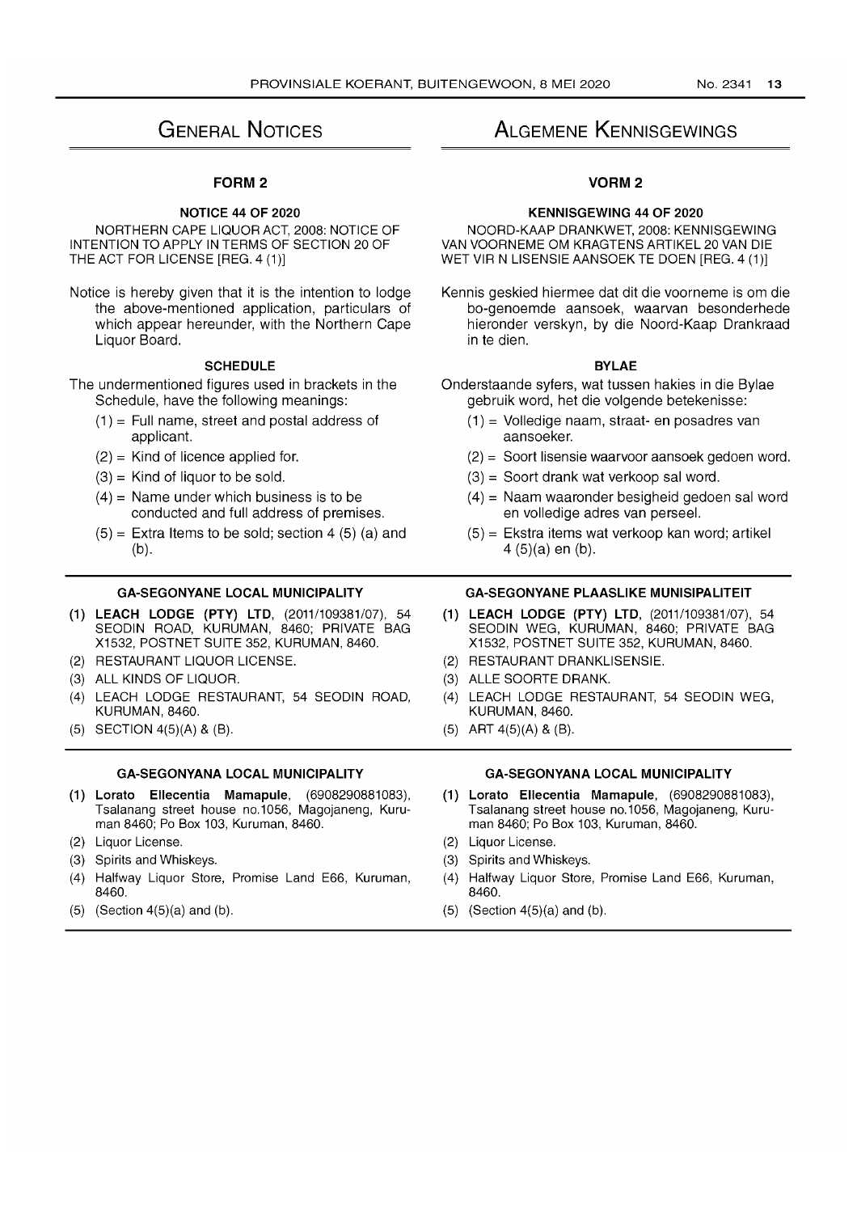# General Notices

### FORM 2

#### NOTICE 44 OF 2020

NORTHERN CAPE LIQUOR ACT, 2008: NOTICE OF INTENTION TO APPLY IN TERMS OF SECTION 20 OF THE ACT FOR LICENSE [REG. 4 (1)]

Notice is hereby given that it is the intention to lodge the above-mentioned application, particulars of which appear hereunder, with the Northern Cape Liquor Board.

#### SCHEDULE

The undermentioned figures used in brackets in the Schedule, have the following meanings:

(1) = Full name, street and postal address of applicant.
(2) = Kind of licence applied for.
(3) = Kind of liquor to be sold.
(4) = Name under which business is to be conducted and full address of premises.
(5) = Extra Items to be sold; section 4 (5) (a) and (b).

#### GA-SEGONYANE LOCAL MUNICIPALITY

(1) **LEACH LODGE (PTY) LTD**, (2011/109381/07), 54 SEODIN ROAD, KURUMAN, 8460; PRIVATE BAG X1532, POSTNET SUITE 352, KURUMAN, 8460.
(2) RESTAURANT LIQUOR LICENSE.
(3) ALL KINDS OF LIQUOR.
(4) LEACH LODGE RESTAURANT, 54 SEODIN ROAD, KURUMAN, 8460.
(5) SECTION 4(5)(A) & (B).

#### GA-SEGONYANA LOCAL MUNICIPALITY

(1) **Lorato Ellecentia Mamapule**, (6908290881083), Tsalanang street house no.1056, Magojaneng, Kuruman 8460; Po Box 103, Kuruman, 8460.
(2) Liquor License.
(3) Spirits and Whiskeys.
(4) Halfway Liquor Store, Promise Land E66, Kuruman, 8460.
(5) (Section 4(5)(a) and (b).

# Algemene Kennisgewings

### VORM 2

#### KENNISGEWING 44 OF 2020

NOORD-KAAP DRANKWET, 2008: KENNISGEWING VAN VOORNEME OM KRAGTENS ARTIKEL 20 VAN DIE WET VIR N LISENSIE AANSOEK TE DOEN [REG. 4 (1)]

Kennis geskied hiermee dat dit die voorneme is om die bo-genoemde aansoek, waarvan besonderhede hieronder verskyn, by die Noord-Kaap Drankraad in te dien.

#### BYLAE

Onderstaande syfers, wat tussen hakies in die Bylae gebruik word, het die volgende betekenisse:

(1) = Volledige naam, straat- en posadres van aansoeker.
(2) = Soort lisensie waarvoor aansoek gedoen word.
(3) = Soort drank wat verkoop sal word.
(4) = Naam waaronder besigheid gedoen sal word en volledige adres van perseel.
(5) = Ekstra items wat verkoop kan word; artikel 4 (5)(a) en (b).

#### GA-SEGONYANE PLAASLIKE MUNISIPALITEIT

(1) **LEACH LODGE (PTY) LTD**, (2011/109381/07), 54 SEODIN WEG, KURUMAN, 8460; PRIVATE BAG X1532, POSTNET SUITE 352, KURUMAN, 8460.
(2) RESTAURANT DRANKLISENSIE.
(3) ALLE SOORTE DRANK.
(4) LEACH LODGE RESTAURANT, 54 SEODIN WEG, KURUMAN, 8460.
(5) ART 4(5)(A) & (B).

#### GA-SEGONYANA LOCAL MUNICIPALITY

(1) **Lorato Ellecentia Mamapule**, (6908290881083), Tsalanang street house no.1056, Magojaneng, Kuruman 8460; Po Box 103, Kuruman, 8460.
(2) Liquor License.
(3) Spirits and Whiskeys.
(4) Halfway Liquor Store, Promise Land E66, Kuruman, 8460.
(5) (Section 4(5)(a) and (b).